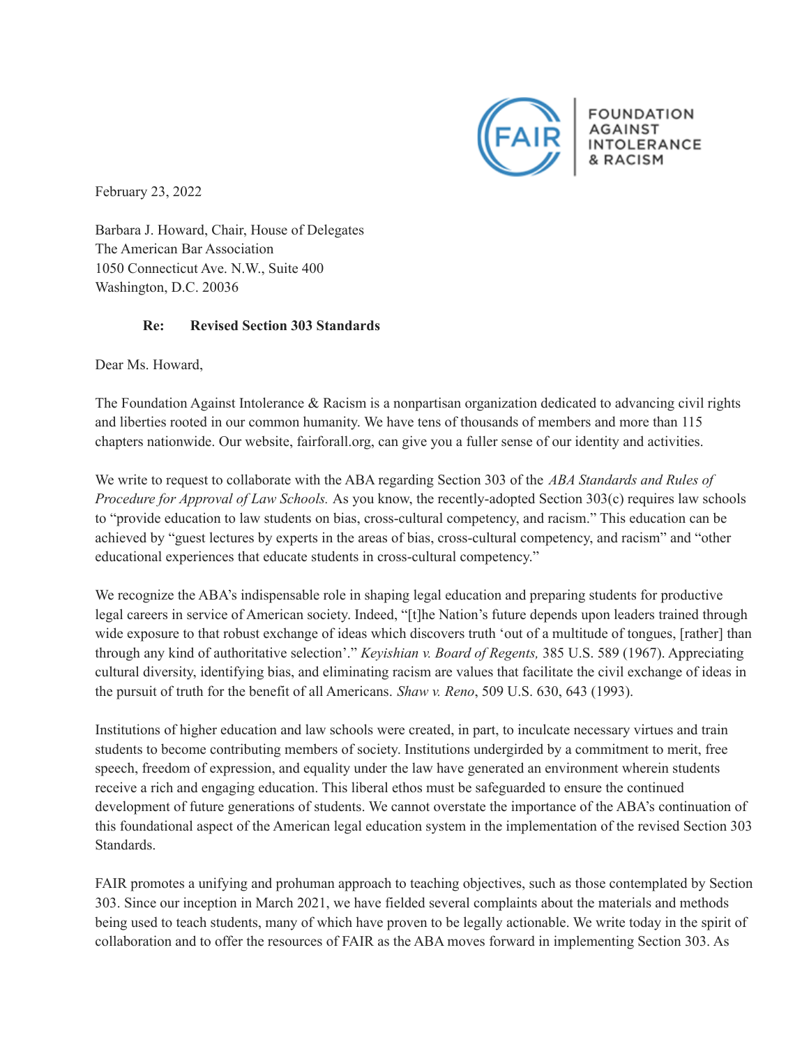FOUNDATION AGAINST INTOLERANCE & RACISM

February 23, 2022

Barbara J. Howard, Chair, House of Delegates
The American Bar Association
1050 Connecticut Ave. N.W., Suite 400
Washington, D.C. 20036

**Re: Revised Section 303 Standards**

Dear Ms. Howard,

The Foundation Against Intolerance & Racism is a nonpartisan organization dedicated to advancing civil rights and liberties rooted in our common humanity. We have tens of thousands of members and more than 115 chapters nationwide. Our website, fairforall.org, can give you a fuller sense of our identity and activities.

We write to request to collaborate with the ABA regarding Section 303 of the *ABA Standards and Rules of Procedure for Approval of Law Schools.* As you know, the recently-adopted Section 303(c) requires law schools to "provide education to law students on bias, cross-cultural competency, and racism." This education can be achieved by "guest lectures by experts in the areas of bias, cross-cultural competency, and racism" and "other educational experiences that educate students in cross-cultural competency."

We recognize the ABA's indispensable role in shaping legal education and preparing students for productive legal careers in service of American society. Indeed, "[t]he Nation's future depends upon leaders trained through wide exposure to that robust exchange of ideas which discovers truth 'out of a multitude of tongues, [rather] than through any kind of authoritative selection'." *Keyishian v. Board of Regents,* 385 U.S. 589 (1967). Appreciating cultural diversity, identifying bias, and eliminating racism are values that facilitate the civil exchange of ideas in the pursuit of truth for the benefit of all Americans. *Shaw v. Reno*, 509 U.S. 630, 643 (1993).

Institutions of higher education and law schools were created, in part, to inculcate necessary virtues and train students to become contributing members of society. Institutions undergirded by a commitment to merit, free speech, freedom of expression, and equality under the law have generated an environment wherein students receive a rich and engaging education. This liberal ethos must be safeguarded to ensure the continued development of future generations of students. We cannot overstate the importance of the ABA's continuation of this foundational aspect of the American legal education system in the implementation of the revised Section 303 Standards.

FAIR promotes a unifying and prohuman approach to teaching objectives, such as those contemplated by Section 303. Since our inception in March 2021, we have fielded several complaints about the materials and methods being used to teach students, many of which have proven to be legally actionable. We write today in the spirit of collaboration and to offer the resources of FAIR as the ABA moves forward in implementing Section 303. As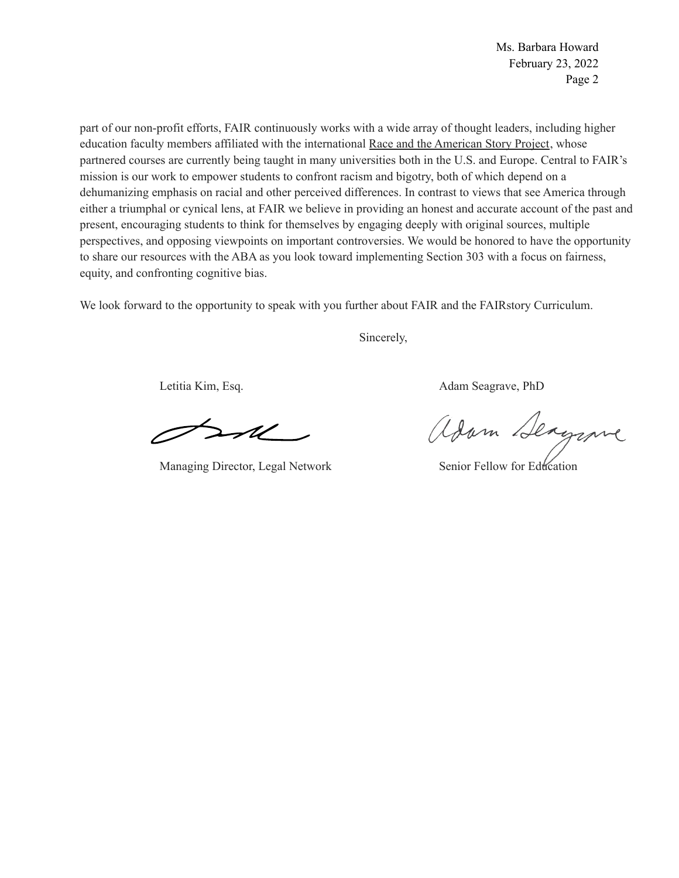part of our non-profit efforts, FAIR continuously works with a wide array of thought leaders, including higher education faculty members affiliated with the international Race and the American Story Project, whose partnered courses are currently being taught in many universities both in the U.S. and Europe. Central to FAIR's mission is our work to empower students to confront racism and bigotry, both of which depend on a dehumanizing emphasis on racial and other perceived differences. In contrast to views that see America through either a triumphal or cynical lens, at FAIR we believe in providing an honest and accurate account of the past and present, encouraging students to think for themselves by engaging deeply with original sources, multiple perspectives, and opposing viewpoints on important controversies. We would be honored to have the opportunity to share our resources with the ABA as you look toward implementing Section 303 with a focus on fairness, equity, and confronting cognitive bias.

We look forward to the opportunity to speak with you further about FAIR and the FAIRstory Curriculum.

Sincerely,

Letitia Kim, Esq.
Managing Director, Legal Network

Adam Seagrave, PhD
Senior Fellow for Education